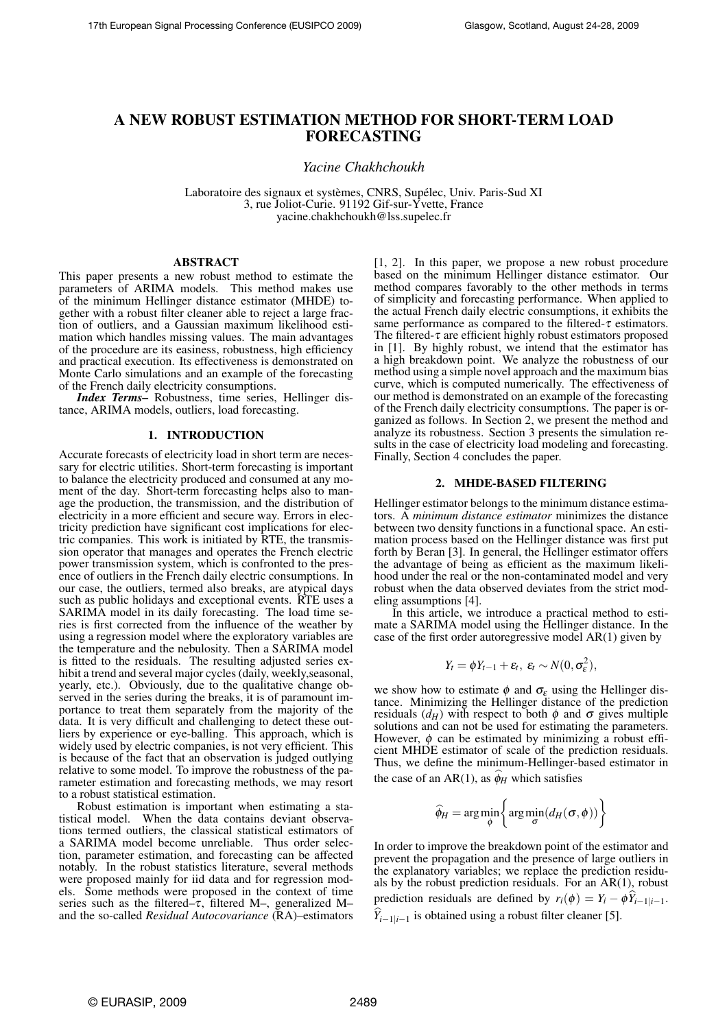# A NEW ROBUST ESTIMATION METHOD FOR SHORT-TERM LOAD FORECASTING

*Yacine Chakhchoukh*

Laboratoire des signaux et systèmes, CNRS, Supélec, Univ. Paris-Sud XI
3, rue Joliot-Curie. 91192 Gif-sur-Yvette, France
yacine.chakhchoukh@lss.supelec.fr

## ABSTRACT

This paper presents a new robust method to estimate the parameters of ARIMA models. This method makes use of the minimum Hellinger distance estimator (MHDE) together with a robust filter cleaner able to reject a large fraction of outliers, and a Gaussian maximum likelihood estimation which handles missing values. The main advantages of the procedure are its easiness, robustness, high efficiency and practical execution. Its effectiveness is demonstrated on Monte Carlo simulations and an example of the forecasting of the French daily electricity consumptions.

***Index Terms*–** Robustness, time series, Hellinger distance, ARIMA models, outliers, load forecasting.

## 1. INTRODUCTION

Accurate forecasts of electricity load in short term are necessary for electric utilities. Short-term forecasting is important to balance the electricity produced and consumed at any moment of the day. Short-term forecasting helps also to manage the production, the transmission, and the distribution of electricity in a more efficient and secure way. Errors in electricity prediction have significant cost implications for electric companies. This work is initiated by RTE, the transmission operator that manages and operates the French electric power transmission system, which is confronted to the presence of outliers in the French daily electric consumptions. In our case, the outliers, termed also breaks, are atypical days such as public holidays and exceptional events. RTE uses a SARIMA model in its daily forecasting. The load time series is first corrected from the influence of the weather by using a regression model where the exploratory variables are the temperature and the nebulosity. Then a SARIMA model is fitted to the residuals. The resulting adjusted series exhibit a trend and several major cycles (daily, weekly,seasonal, yearly, etc.). Obviously, due to the qualitative change observed in the series during the breaks, it is of paramount importance to treat them separately from the majority of the data. It is very difficult and challenging to detect these outliers by experience or eye-balling. This approach, which is widely used by electric companies, is not very efficient. This is because of the fact that an observation is judged outlying relative to some model. To improve the robustness of the parameter estimation and forecasting methods, we may resort to a robust statistical estimation.

Robust estimation is important when estimating a statistical model. When the data contains deviant observations termed outliers, the classical statistical estimators of a SARIMA model become unreliable. Thus order selection, parameter estimation, and forecasting can be affected notably. In the robust statistics literature, several methods were proposed mainly for iid data and for regression models. Some methods were proposed in the context of time series such as the filtered–$\tau$, filtered M–, generalized M– and the so-called *Residual Autocovariance* (RA)–estimators [1, 2]. In this paper, we propose a new robust procedure based on the minimum Hellinger distance estimator. Our method compares favorably to the other methods in terms of simplicity and forecasting performance. When applied to the actual French daily electric consumptions, it exhibits the same performance as compared to the filtered-$\tau$ estimators. The filtered-$\tau$ are efficient highly robust estimators proposed in [1]. By highly robust, we intend that the estimator has a high breakdown point. We analyze the robustness of our method using a simple novel approach and the maximum bias curve, which is computed numerically. The effectiveness of our method is demonstrated on an example of the forecasting of the French daily electricity consumptions. The paper is organized as follows. In Section 2, we present the method and analyze its robustness. Section 3 presents the simulation results in the case of electricity load modeling and forecasting. Finally, Section 4 concludes the paper.

## 2. MHDE-BASED FILTERING

Hellinger estimator belongs to the minimum distance estimators. A *minimum distance estimator* minimizes the distance between two density functions in a functional space. An estimation process based on the Hellinger distance was first put forth by Beran [3]. In general, the Hellinger estimator offers the advantage of being as efficient as the maximum likelihood under the real or the non-contaminated model and very robust when the data observed deviates from the strict modeling assumptions [4].

In this article, we introduce a practical method to estimate a SARIMA model using the Hellinger distance. In the case of the first order autoregressive model AR(1) given by

$$Y_t = \phi Y_{t-1} + \varepsilon_t,\ \varepsilon_t \sim N(0, \sigma_\varepsilon^2),$$

we show how to estimate $\phi$ and $\sigma_\varepsilon$ using the Hellinger distance. Minimizing the Hellinger distance of the prediction residuals ($d_H$) with respect to both $\phi$ and $\sigma$ gives multiple solutions and can not be used for estimating the parameters. However, $\phi$ can be estimated by minimizing a robust efficient MHDE estimator of scale of the prediction residuals. Thus, we define the minimum-Hellinger-based estimator in the case of an AR(1), as $\widehat{\phi}_H$ which satisfies

$$\widehat{\phi}_H = \arg\min_{\phi} \left\{ \arg\min_{\sigma} (d_H(\sigma, \phi)) \right\}$$

In order to improve the breakdown point of the estimator and prevent the propagation and the presence of large outliers in the explanatory variables; we replace the prediction residuals by the robust prediction residuals. For an AR(1), robust prediction residuals are defined by $r_i(\phi) = Y_i - \phi \widehat{Y}_{i-1|i-1}$. $\widehat{Y}_{i-1|i-1}$ is obtained using a robust filter cleaner [5].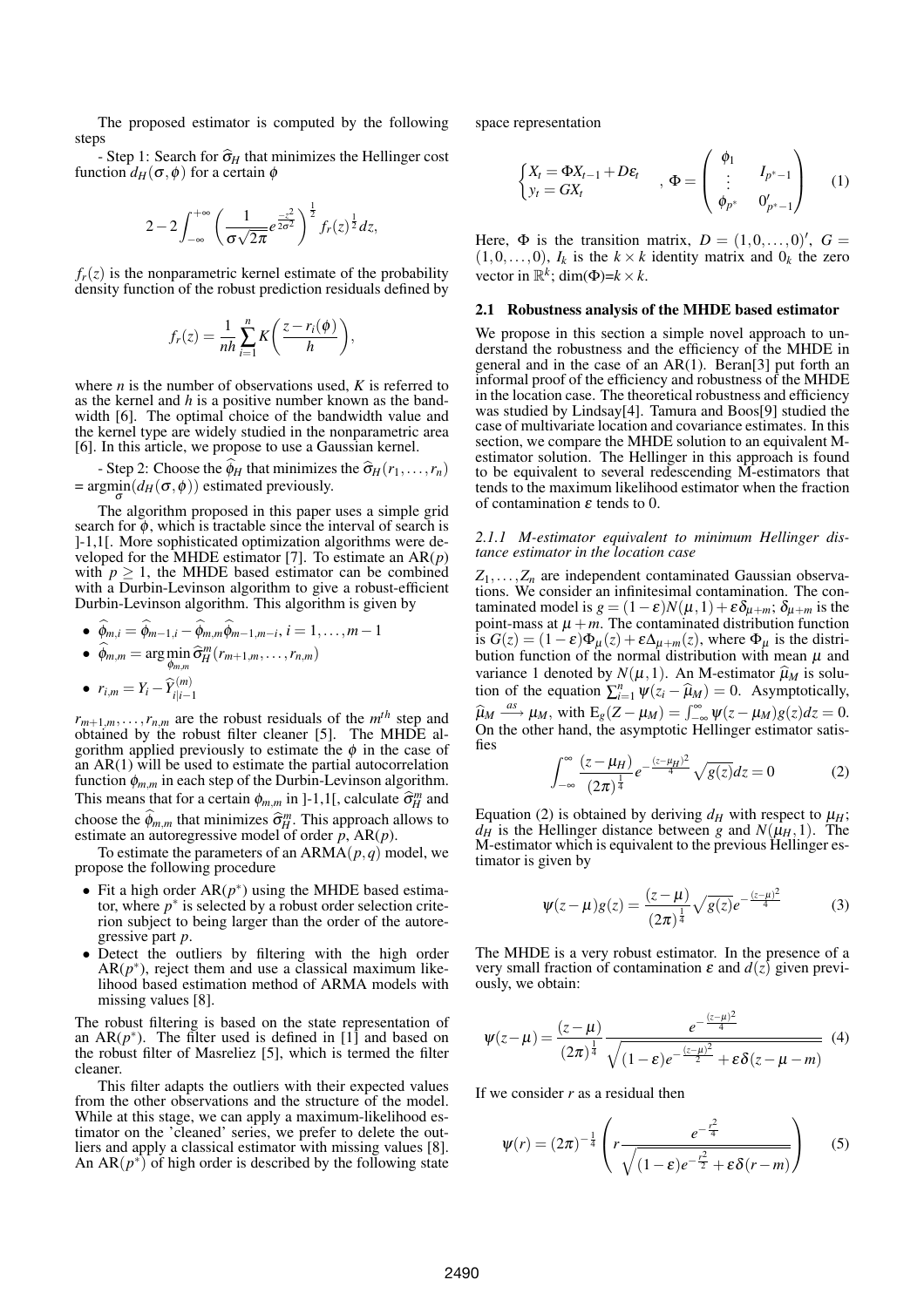The proposed estimator is computed by the following steps

- Step 1: Search for $\widehat{\sigma}_H$ that minimizes the Hellinger cost function $d_H(\sigma, \phi)$ for a certain $\phi$

$$2-2\int_{-\infty}^{+\infty}\left(\frac{1}{\sigma\sqrt{2\pi}}e^{\frac{-z^2}{2\sigma^2}}\right)^{\frac{1}{2}} f_r(z)^{\frac{1}{2}}dz,$$

$f_r(z)$ is the nonparametric kernel estimate of the probability density function of the robust prediction residuals defined by

$$f_r(z) = \frac{1}{nh}\sum_{i=1}^{n} K\left(\frac{z-r_i(\phi)}{h}\right),$$

where $n$ is the number of observations used, $K$ is referred to as the kernel and $h$ is a positive number known as the bandwidth [6]. The optimal choice of the bandwidth value and the kernel type are widely studied in the nonparametric area [6]. In this article, we propose to use a Gaussian kernel.

- Step 2: Choose the $\widehat{\phi}_H$ that minimizes the $\widehat{\sigma}_H(r_1,\ldots,r_n)$ = $\underset{\sigma}{\mathrm{argmin}}(d_H(\sigma,\phi))$ estimated previously.

The algorithm proposed in this paper uses a simple grid search for $\phi$, which is tractable since the interval of search is ]-1,1[. More sophisticated optimization algorithms were developed for the MHDE estimator [7]. To estimate an AR($p$) with $p \geq 1$, the MHDE based estimator can be combined with a Durbin-Levinson algorithm to give a robust-efficient Durbin-Levinson algorithm. This algorithm is given by

- $\widehat{\phi}_{m,i} = \widehat{\phi}_{m-1,i} - \widehat{\phi}_{m,m}\widehat{\phi}_{m-1,m-i}$, $i = 1,\ldots,m-1$
- $\widehat{\phi}_{m,m} = \arg\min\limits_{\phi_{m,m}} \widehat{\sigma}_H^m(r_{m+1,m},\ldots,r_{n,m})$
- $r_{i,m} = Y_i - \widehat{Y}_{i|i-1}^{(m)}$

$r_{m+1,m},\ldots,r_{n,m}$ are the robust residuals of the $m^{th}$ step and obtained by the robust filter cleaner [5]. The MHDE algorithm applied previously to estimate the $\phi$ in the case of an AR(1) will be used to estimate the partial autocorrelation function $\phi_{m,m}$ in each step of the Durbin-Levinson algorithm. This means that for a certain $\phi_{m,m}$ in ]-1,1[, calculate $\widehat{\sigma}_H^m$ and choose the $\widehat{\phi}_{m,m}$ that minimizes $\widehat{\sigma}_H^m$. This approach allows to estimate an autoregressive model of order $p$, AR($p$).

To estimate the parameters of an ARMA($p,q$) model, we propose the following procedure

- Fit a high order AR($p^*$) using the MHDE based estimator, where $p^*$ is selected by a robust order selection criterion subject to being larger than the order of the autoregressive part $p$.
- Detect the outliers by filtering with the high order AR($p^*$), reject them and use a classical maximum likelihood based estimation method of ARMA models with missing values [8].

The robust filtering is based on the state representation of an AR($p^*$). The filter used is defined in [1] and based on the robust filter of Masreliez [5], which is termed the filter cleaner.

This filter adapts the outliers with their expected values from the other observations and the structure of the model. While at this stage, we can apply a maximum-likelihood estimator on the 'cleaned' series, we prefer to delete the outliers and apply a classical estimator with missing values [8]. An AR($p^*$) of high order is described by the following state space representation

$$\begin{cases} X_t = \Phi X_{t-1} + D\varepsilon_t \\ y_t = GX_t \end{cases}, \; \Phi = \begin{pmatrix} \phi_1 & I_{p^*-1} \\ \vdots & \\ \phi_{p^*} & 0'_{p^*-1} \end{pmatrix} \tag{1}$$

Here, $\Phi$ is the transition matrix, $D = (1,0,\ldots,0)'$, $G = (1,0,\ldots,0)$, $I_k$ is the $k \times k$ identity matrix and $0_k$ the zero vector in $\mathbb{R}^k$; dim($\Phi$)=$k \times k$.

### 2.1 Robustness analysis of the MHDE based estimator

We propose in this section a simple novel approach to understand the robustness and the efficiency of the MHDE in general and in the case of an AR(1). Beran[3] put forth an informal proof of the efficiency and robustness of the MHDE in the location case. The theoretical robustness and efficiency was studied by Lindsay[4]. Tamura and Boos[9] studied the case of multivariate location and covariance estimates. In this section, we compare the MHDE solution to an equivalent M-estimator solution. The Hellinger in this approach is found to be equivalent to several redescending M-estimators that tends to the maximum likelihood estimator when the fraction of contamination $\varepsilon$ tends to 0.

#### 2.1.1 M-estimator equivalent to minimum Hellinger distance estimator in the location case

$Z_1,\ldots,Z_n$ are independent contaminated Gaussian observations. We consider an infinitesimal contamination. The contaminated model is $g = (1-\varepsilon)N(\mu,1) + \varepsilon\delta_{\mu+m}$; $\delta_{\mu+m}$ is the point-mass at $\mu+m$. The contaminated distribution function is $G(z) = (1-\varepsilon)\Phi_\mu(z) + \varepsilon\Delta_{\mu+m}(z)$, where $\Phi_\mu$ is the distribution function of the normal distribution with mean $\mu$ and variance 1 denoted by $N(\mu,1)$. An M-estimator $\widehat{\mu}_M$ is solution of the equation $\sum_{i=1}^{n}\psi(z_i - \widehat{\mu}_M) = 0$. Asymptotically, $\widehat{\mu}_M \xrightarrow{as} \mu_M$, with $\mathrm{E}_g(Z-\mu_M) = \int_{-\infty}^{\infty}\psi(z-\mu_M)g(z)dz = 0$. On the other hand, the asymptotic Hellinger estimator satisfies

$$\int_{-\infty}^{\infty}\frac{(z-\mu_H)}{(2\pi)^{\frac{1}{4}}}e^{-\frac{(z-\mu_H)^2}{4}}\sqrt{g(z)}dz = 0 \tag{2}$$

Equation (2) is obtained by deriving $d_H$ with respect to $\mu_H$; $d_H$ is the Hellinger distance between $g$ and $N(\mu_H,1)$. The M-estimator which is equivalent to the previous Hellinger estimator is given by

$$\psi(z-\mu)g(z) = \frac{(z-\mu)}{(2\pi)^{\frac{1}{4}}}\sqrt{g(z)}e^{-\frac{(z-\mu)^2}{4}} \tag{3}$$

The MHDE is a very robust estimator. In the presence of a very small fraction of contamination $\varepsilon$ and $d(z)$ given previously, we obtain:

$$\psi(z-\mu) = \frac{(z-\mu)}{(2\pi)^{\frac{1}{4}}}\frac{e^{-\frac{(z-\mu)^2}{4}}}{\sqrt{(1-\varepsilon)e^{-\frac{(z-\mu)^2}{2}} + \varepsilon\delta(z-\mu-m)}} \tag{4}$$

If we consider $r$ as a residual then

$$\psi(r) = (2\pi)^{-\frac{1}{4}}\left(r\frac{e^{-\frac{r^2}{4}}}{\sqrt{(1-\varepsilon)e^{-\frac{r^2}{2}} + \varepsilon\delta(r-m)}}\right) \tag{5}$$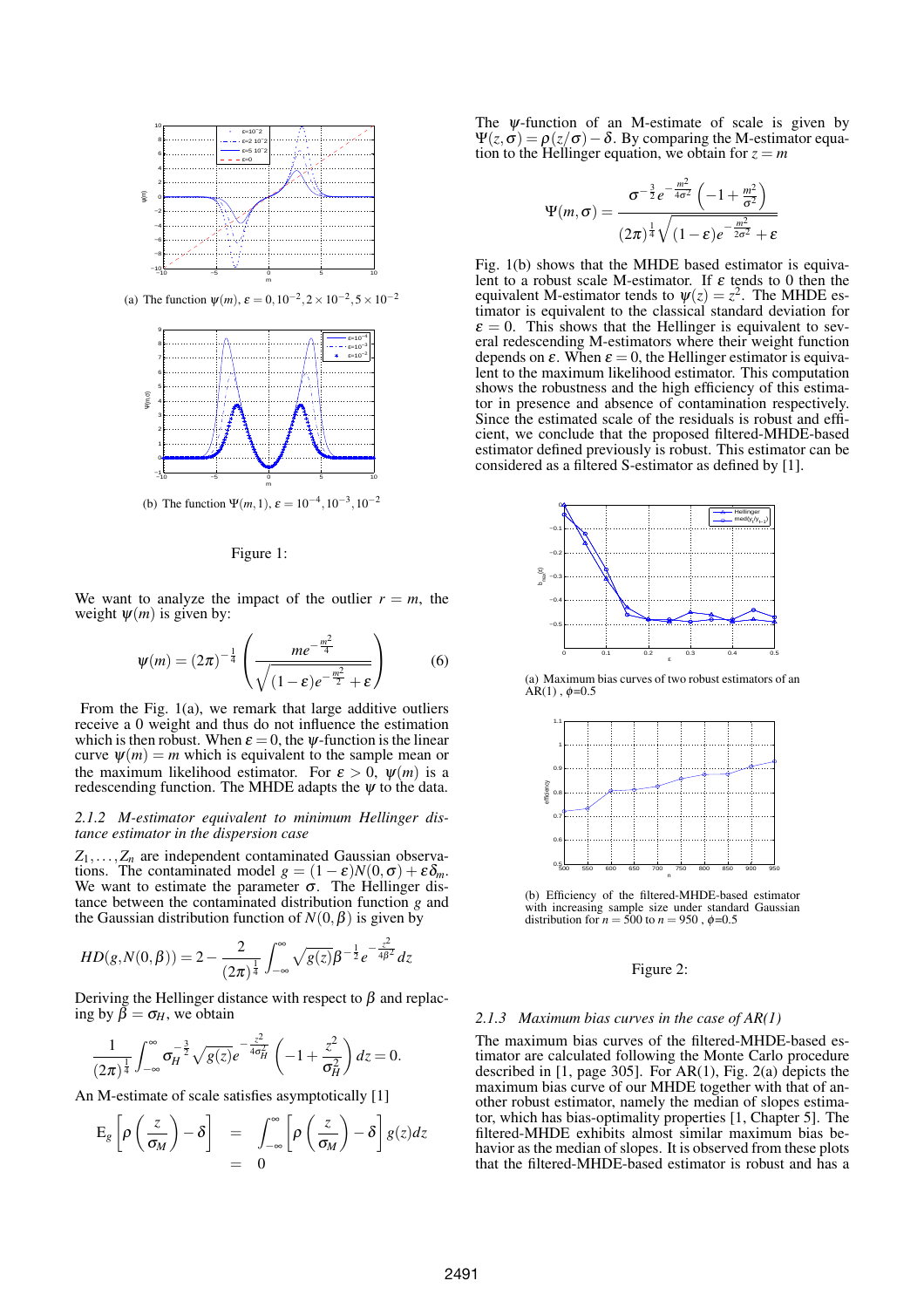(a) The function $\psi(m)$, $\varepsilon = 0, 10^{-2}, 2\times10^{-2}, 5\times10^{-2}$

(b) The function $\Psi(m,1)$, $\varepsilon = 10^{-4}, 10^{-3}, 10^{-2}$

Figure 1:

We want to analyze the impact of the outlier $r = m$, the weight $\psi(m)$ is given by:

$$\psi(m) = (2\pi)^{-\frac{1}{4}} \left( \frac{me^{-\frac{m^2}{4}}}{\sqrt{(1-\varepsilon)e^{-\frac{m^2}{2}} + \varepsilon}} \right) \tag{6}$$

From the Fig. 1(a), we remark that large additive outliers receive a 0 weight and thus do not influence the estimation which is then robust. When $\varepsilon = 0$, the $\psi$-function is the linear curve $\psi(m) = m$ which is equivalent to the sample mean or the maximum likelihood estimator. For $\varepsilon > 0$, $\psi(m)$ is a redescending function. The MHDE adapts the $\psi$ to the data.

### 2.1.2 M-estimator equivalent to minimum Hellinger distance estimator in the dispersion case

$Z_1, \ldots, Z_n$ are independent contaminated Gaussian observations. The contaminated model $g = (1-\varepsilon)N(0,\sigma) + \varepsilon\delta_m$. We want to estimate the parameter $\sigma$. The Hellinger distance between the contaminated distribution function $g$ and the Gaussian distribution function of $N(0,\beta)$ is given by

$$HD(g, N(0,\beta)) = 2 - \frac{2}{(2\pi)^{\frac{1}{4}}} \int_{-\infty}^{\infty} \sqrt{g(z)}\beta^{-\frac{1}{2}} e^{-\frac{z^2}{4\beta^2}} dz$$

Deriving the Hellinger distance with respect to $\beta$ and replacing by $\beta = \sigma_H$, we obtain

$$\frac{1}{(2\pi)^{\frac{1}{4}}} \int_{-\infty}^{\infty} \sigma_H^{-\frac{3}{2}} \sqrt{g(z)} e^{-\frac{z^2}{4\sigma_H^2}} \left(-1 + \frac{z^2}{\sigma_H^2}\right) dz = 0.$$

An M-estimate of scale satisfies asymptotically [1]

$$\begin{aligned} \mathrm{E}_g \left[ \rho\left(\frac{z}{\sigma_M}\right) - \delta \right] &= \int_{-\infty}^{\infty} \left[ \rho\left(\frac{z}{\sigma_M}\right) - \delta \right] g(z) dz \\ &= 0 \end{aligned}$$

The $\psi$-function of an M-estimate of scale is given by $\Psi(z,\sigma) = \rho(z/\sigma) - \delta$. By comparing the M-estimator equation to the Hellinger equation, we obtain for $z = m$

$$\Psi(m,\sigma) = \frac{\sigma^{-\frac{3}{2}} e^{-\frac{m^2}{4\sigma^2}} \left(-1 + \frac{m^2}{\sigma^2}\right)}{(2\pi)^{\frac{1}{4}} \sqrt{(1-\varepsilon)e^{-\frac{m^2}{2\sigma^2}} + \varepsilon}}$$

Fig. 1(b) shows that the MHDE based estimator is equivalent to a robust scale M-estimator. If $\varepsilon$ tends to 0 then the equivalent M-estimator tends to $\psi(z) = z^2$. The MHDE estimator is equivalent to the classical standard deviation for $\varepsilon = 0$. This shows that the Hellinger is equivalent to several redescending M-estimators where their weight function depends on $\varepsilon$. When $\varepsilon = 0$, the Hellinger estimator is equivalent to the maximum likelihood estimator. This computation shows the robustness and the high efficiency of this estimator in presence and absence of contamination respectively. Since the estimated scale of the residuals is robust and efficient, we conclude that the proposed filtered-MHDE-based estimator defined previously is robust. This estimator can be considered as a filtered S-estimator as defined by [1].

(a) Maximum bias curves of two robust estimators of an AR(1) , $\phi$=0.5

(b) Efficiency of the filtered-MHDE-based estimator with increasing sample size under standard Gaussian distribution for $n = 500$ to $n = 950$ , $\phi$=0.5

Figure 2:

### 2.1.3 Maximum bias curves in the case of AR(1)

The maximum bias curves of the filtered-MHDE-based estimator are calculated following the Monte Carlo procedure described in [1, page 305]. For AR(1), Fig. 2(a) depicts the maximum bias curve of our MHDE together with that of another robust estimator, namely the median of slopes estimator, which has bias-optimality properties [1, Chapter 5]. The filtered-MHDE exhibits almost similar maximum bias behavior as the median of slopes. It is observed from these plots that the filtered-MHDE-based estimator is robust and has a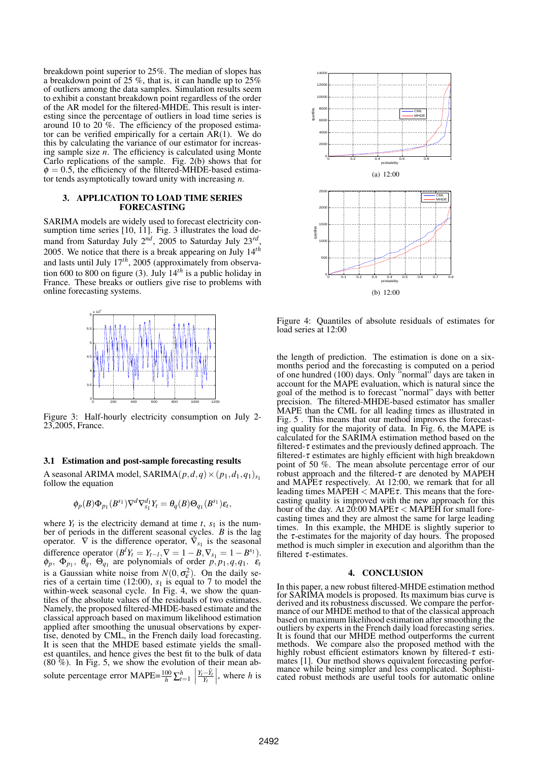breakdown point superior to 25%. The median of slopes has a breakdown point of 25 %, that is, it can handle up to 25% of outliers among the data samples. Simulation results seem to exhibit a constant breakdown point regardless of the order of the AR model for the filtered-MHDE. This result is interesting since the percentage of outliers in load time series is around 10 to 20 %. The efficiency of the proposed estimator can be verified empirically for a certain AR(1). We do this by calculating the variance of our estimator for increasing sample size $n$. The efficiency is calculated using Monte Carlo replications of the sample. Fig. 2(b) shows that for $\phi = 0.5$, the efficiency of the filtered-MHDE-based estimator tends asymptotically toward unity with increasing $n$.

## 3. APPLICATION TO LOAD TIME SERIES FORECASTING

SARIMA models are widely used to forecast electricity consumption time series [10, 11]. Fig. 3 illustrates the load demand from Saturday July $2^{nd}$, 2005 to Saturday July $23^{rd}$, 2005. We notice that there is a break appearing on July $14^{th}$ and lasts until July $17^{th}$, 2005 (approximately from observation 600 to 800 on figure (3). July $14^{th}$ is a public holiday in France. These breaks or outliers give rise to problems with online forecasting systems.

x 10^4
6
5.5
5
4.5
4
3.5
3
0
200
400
600
800
1000
1200

Figure 3: Half-hourly electricity consumption on July 2-23,2005, France.

### 3.1 Estimation and post-sample forecasting results

A seasonal ARIMA model, SARIMA$(p,d,q)\times(p_1,d_1,q_1)_{s_1}$ follow the equation

$$\phi_p(B)\Phi_{p_1}(B^{s_1})\nabla^d\nabla_{s_1}^{d_1}Y_t = \theta_q(B)\Theta_{q_1}(B^{s_1})\varepsilon_t,$$

where $Y_t$ is the electricity demand at time $t$, $s_1$ is the number of periods in the different seasonal cycles. $B$ is the lag operator. $\nabla$ is the difference operator, $\nabla_{s_1}$ is the seasonal difference operator ($B^lY_t = Y_{t-l}, \nabla = 1-B, \nabla_{s_1} = 1-B^{s_1}$). $\phi_p$, $\Phi_{p_1}$, $\theta_q$, $\Theta_{q_1}$ are polynomials of order $p, p_1, q, q_1$. $\varepsilon_t$ is a Gaussian white noise from $N(0,\sigma_\varepsilon^2)$. On the daily series of a certain time (12:00), $s_1$ is equal to 7 to model the within-week seasonal cycle. In Fig. 4, we show the quantiles of the absolute values of the residuals of two estimates. Namely, the proposed filtered-MHDE-based estimate and the classical approach based on maximum likelihood estimation applied after smoothing the unusual observations by expertise, denoted by CML, in the French daily load forecasting. It is seen that the MHDE based estimate yields the smallest quantiles, and hence gives the best fit to the bulk of data (80 %). In Fig. 5, we show the evolution of their mean absolute percentage error MAPE$=\frac{100}{h}\sum_{t=1}^{h}\left|\frac{Y_t-\widehat{Y}_t}{Y_t}\right|$, where $h$ is

14000
12000
10000
8000
6000
4000
2000
0
quantiles
CML
MHDE
0
0.2
0.4
0.6
0.8
1
probability

(a) 12:00

2500
2000
1500
1000
500
0
quantiles
CML
MHDE
0
0.1
0.2
0.3
0.4
0.5
0.6
0.7
0.8
probability

(b) 12:00

Figure 4: Quantiles of absolute residuals of estimates for load series at 12:00

the length of prediction. The estimation is done on a six-months period and the forecasting is computed on a period of one hundred (100) days. Only "normal" days are taken in account for the MAPE evaluation, which is natural since the goal of the method is to forecast "normal" days with better precision. The filtered-MHDE-based estimator has smaller MAPE than the CML for all leading times as illustrated in Fig. 5 . This means that our method improves the forecasting quality for the majority of data. In Fig. 6, the MAPE is calculated for the SARIMA estimation method based on the filtered-$\tau$ estimates and the previously defined approach. The filtered-$\tau$ estimates are highly efficient with high breakdown point of 50 %. The mean absolute percentage error of our robust approach and the filtered-$\tau$ are denoted by MAPEH and MAPE$\tau$ respectively. At 12:00, we remark that for all leading times MAPEH $<$ MAPE$\tau$. This means that the forecasting quality is improved with the new approach for this hour of the day. At 20:00 MAPE$\tau$ $<$ MAPEH for small forecasting times and they are almost the same for large leading times. In this example, the MHDE is slightly superior to the $\tau$-estimates for the majority of day hours. The proposed method is much simpler in execution and algorithm than the filtered $\tau$-estimates.

## 4. CONCLUSION

In this paper, a new robust filtered-MHDE estimation method for SARIMA models is proposed. Its maximum bias curve is derived and its robustness discussed. We compare the performance of our MHDE method to that of the classical approach based on maximum likelihood estimation after smoothing the outliers by experts in the French daily load forecasting series. It is found that our MHDE method outperforms the current methods. We compare also the proposed method with the highly robust efficient estimators known by filtered-$\tau$ estimates [1]. Our method shows equivalent forecasting performance while being simpler and less complicated. Sophisticated robust methods are useful tools for automatic online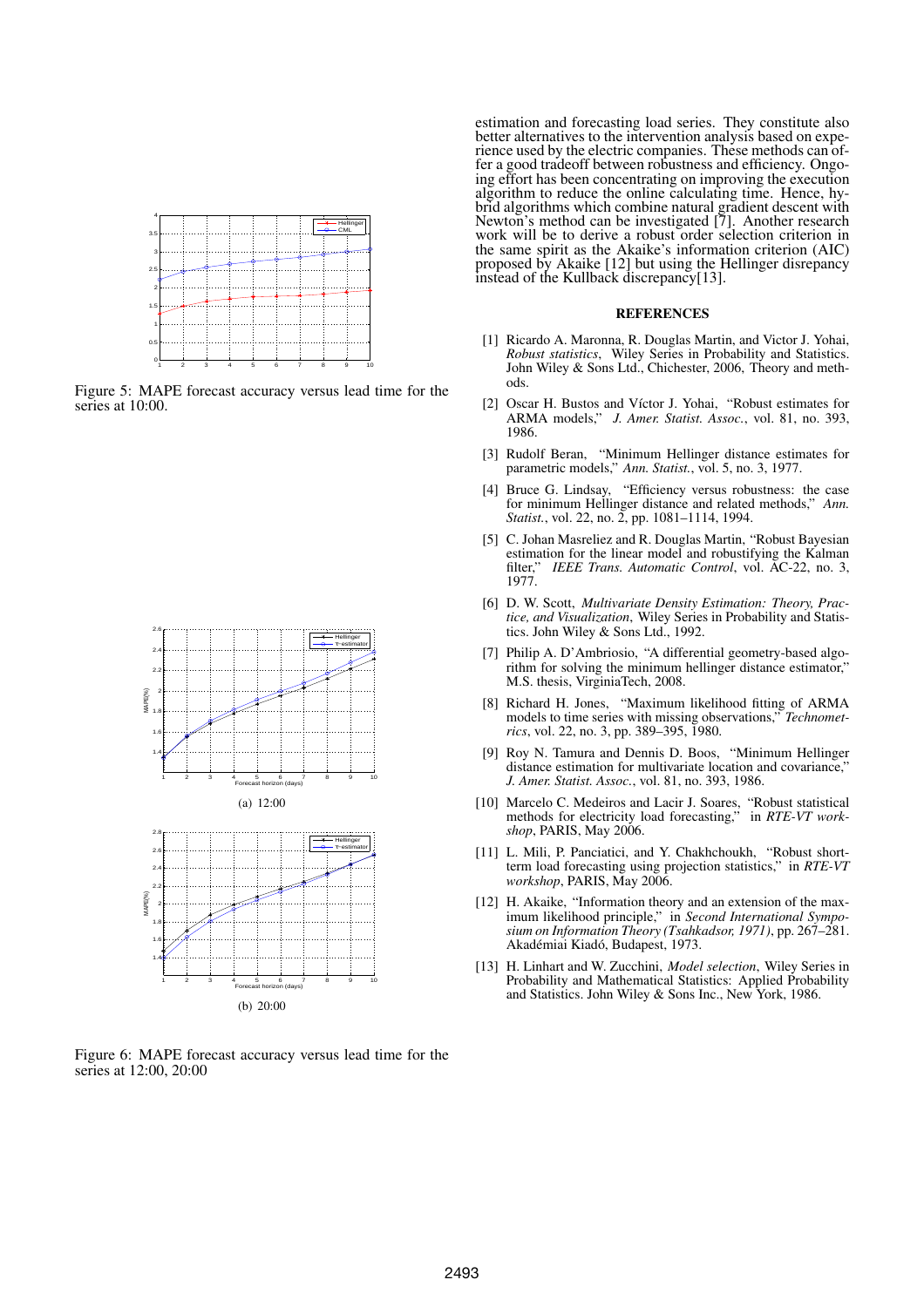4
3.5
3
2.5
2
1.5
1
0.5
0
1 2 3 4 5 6 7 8 9 10
Hellinger
CML

Figure 5: MAPE forecast accuracy versus lead time for the series at 10:00.

2.6
2.4
2.2
2
1.8
1.6
1.4
MAPE(%)
1 2 3 4 5 6 7 8 9 10
Forecast horizon (days)
Hellinger
τ-estimator

(a) 12:00

2.8
2.6
2.4
2.2
2
1.8
1.6
1.4
MAPE(%)
1 2 3 4 5 6 7 8 9 10
Forecast horizon (days)
Hellinger
τ-estimator

(b) 20:00

Figure 6: MAPE forecast accuracy versus lead time for the series at 12:00, 20:00

estimation and forecasting load series. They constitute also better alternatives to the intervention analysis based on experience used by the electric companies. These methods can offer a good tradeoff between robustness and efficiency. Ongoing effort has been concentrating on improving the execution algorithm to reduce the online calculating time. Hence, hybrid algorithms which combine natural gradient descent with Newton's method can be investigated [7]. Another research work will be to derive a robust order selection criterion in the same spirit as the Akaike's information criterion (AIC) proposed by Akaike [12] but using the Hellinger disrepancy instead of the Kullback discrepancy[13].

## REFERENCES

[1] Ricardo A. Maronna, R. Douglas Martin, and Victor J. Yohai, *Robust statistics*, Wiley Series in Probability and Statistics. John Wiley & Sons Ltd., Chichester, 2006, Theory and methods.

[2] Oscar H. Bustos and Víctor J. Yohai, "Robust estimates for ARMA models," *J. Amer. Statist. Assoc.*, vol. 81, no. 393, 1986.

[3] Rudolf Beran, "Minimum Hellinger distance estimates for parametric models," *Ann. Statist.*, vol. 5, no. 3, 1977.

[4] Bruce G. Lindsay, "Efficiency versus robustness: the case for minimum Hellinger distance and related methods," *Ann. Statist.*, vol. 22, no. 2, pp. 1081–1114, 1994.

[5] C. Johan Masreliez and R. Douglas Martin, "Robust Bayesian estimation for the linear model and robustifying the Kalman filter," *IEEE Trans. Automatic Control*, vol. AC-22, no. 3, 1977.

[6] D. W. Scott, *Multivariate Density Estimation: Theory, Practice, and Visualization*, Wiley Series in Probability and Statistics. John Wiley & Sons Ltd., 1992.

[7] Philip A. D'Ambriosio, "A differential geometry-based algorithm for solving the minimum hellinger distance estimator," M.S. thesis, VirginiaTech, 2008.

[8] Richard H. Jones, "Maximum likelihood fitting of ARMA models to time series with missing observations," *Technometrics*, vol. 22, no. 3, pp. 389–395, 1980.

[9] Roy N. Tamura and Dennis D. Boos, "Minimum Hellinger distance estimation for multivariate location and covariance," *J. Amer. Statist. Assoc.*, vol. 81, no. 393, 1986.

[10] Marcelo C. Medeiros and Lacir J. Soares, "Robust statistical methods for electricity load forecasting," in *RTE-VT workshop*, PARIS, May 2006.

[11] L. Mili, P. Panciatici, and Y. Chakhchoukh, "Robust short-term load forecasting using projection statistics," in *RTE-VT workshop*, PARIS, May 2006.

[12] H. Akaike, "Information theory and an extension of the maximum likelihood principle," in *Second International Symposium on Information Theory (Tsahkadsor, 1971)*, pp. 267–281. Akadémiai Kiadó, Budapest, 1973.

[13] H. Linhart and W. Zucchini, *Model selection*, Wiley Series in Probability and Mathematical Statistics: Applied Probability and Statistics. John Wiley & Sons Inc., New York, 1986.